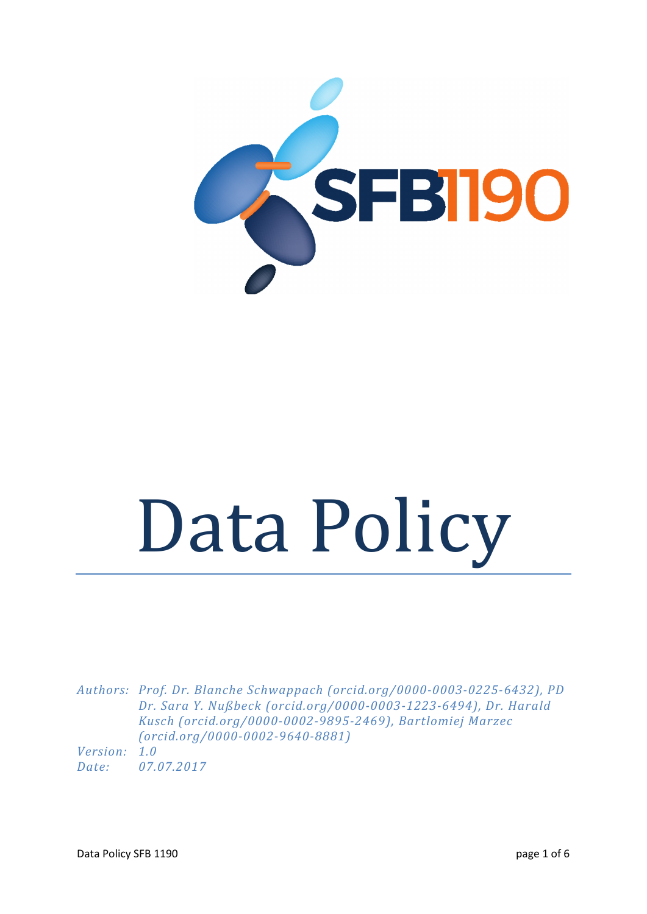# Data Policy

*Authors: Prof. Dr. Blanche Schwappach (orcid.org/0000-0003-0225-6432), PD Dr. Sara Y. Nußbeck (orcid.org/0000-0003-1223-6494), Dr. Harald Kusch (orcid.org/0000-0002-9895-2469), Bartlomiej Marzec (orcid.org/0000-0002-9640-8881)*

*Version: 1.0*

*Date: 07.07.2017*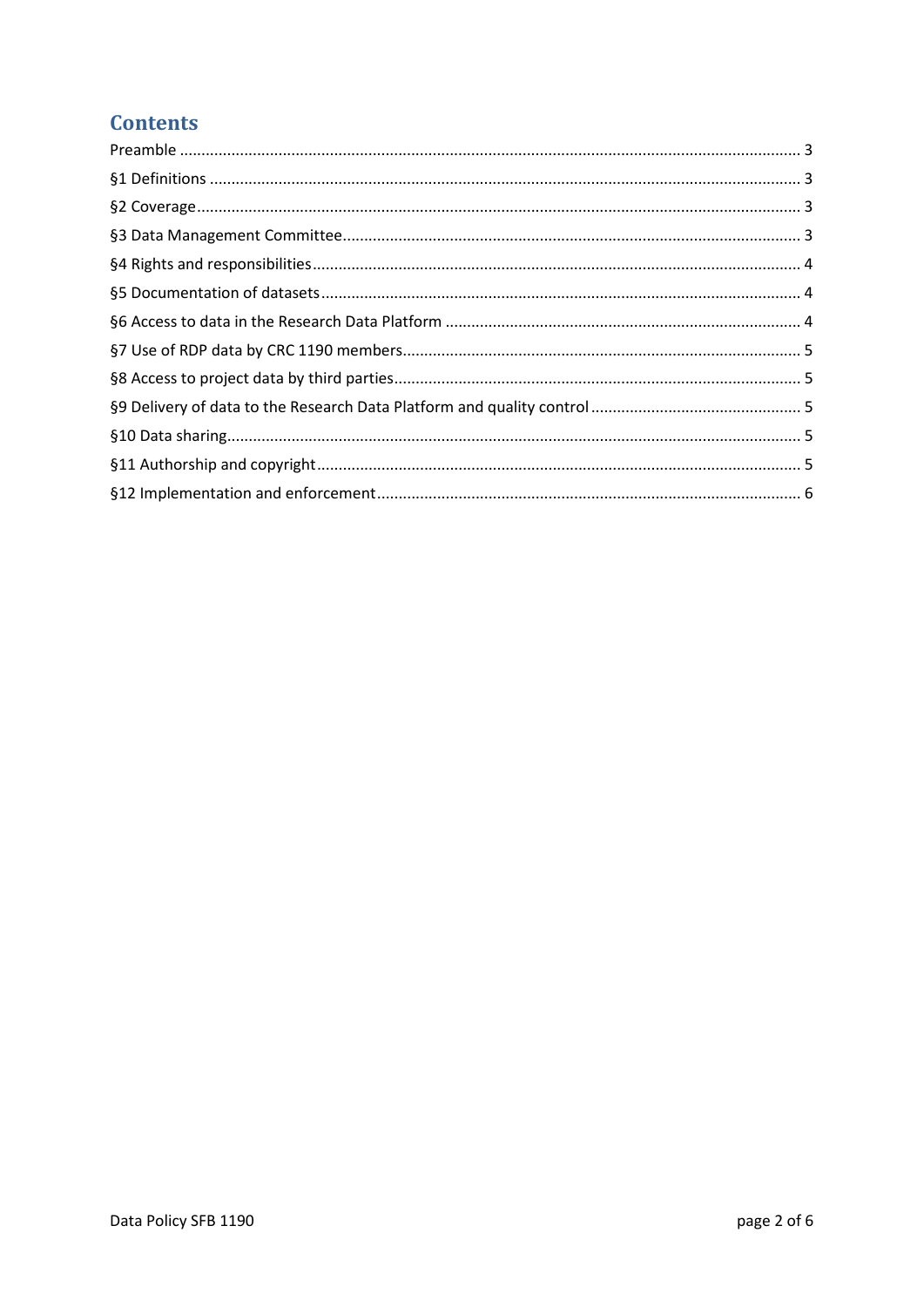## Contents

Preamble ..... 3
§1 Definitions ..... 3
§2 Coverage ..... 3
§3 Data Management Committee ..... 3
§4 Rights and responsibilities ..... 4
§5 Documentation of datasets ..... 4
§6 Access to data in the Research Data Platform ..... 4
§7 Use of RDP data by CRC 1190 members ..... 5
§8 Access to project data by third parties ..... 5
§9 Delivery of data to the Research Data Platform and quality control ..... 5
§10 Data sharing ..... 5
§11 Authorship and copyright ..... 5
§12 Implementation and enforcement ..... 6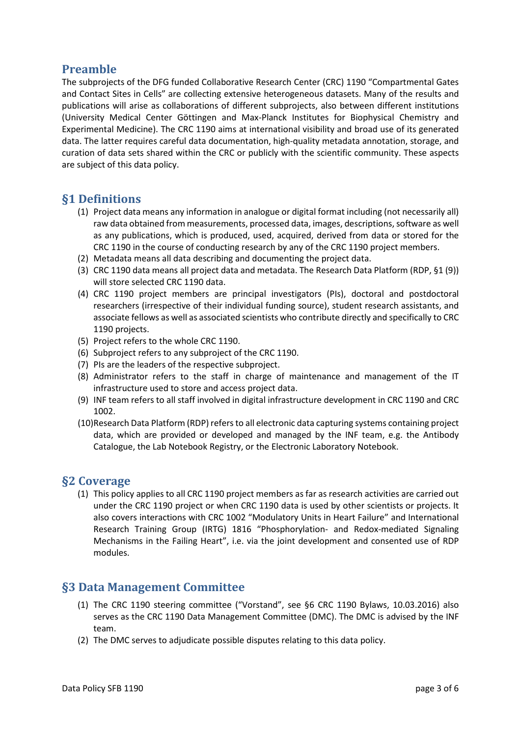## Preamble

The subprojects of the DFG funded Collaborative Research Center (CRC) 1190 "Compartmental Gates and Contact Sites in Cells" are collecting extensive heterogeneous datasets. Many of the results and publications will arise as collaborations of different subprojects, also between different institutions (University Medical Center Göttingen and Max-Planck Institutes for Biophysical Chemistry and Experimental Medicine). The CRC 1190 aims at international visibility and broad use of its generated data. The latter requires careful data documentation, high-quality metadata annotation, storage, and curation of data sets shared within the CRC or publicly with the scientific community. These aspects are subject of this data policy.

## §1 Definitions

(1) Project data means any information in analogue or digital format including (not necessarily all) raw data obtained from measurements, processed data, images, descriptions, software as well as any publications, which is produced, used, acquired, derived from data or stored for the CRC 1190 in the course of conducting research by any of the CRC 1190 project members.
(2) Metadata means all data describing and documenting the project data.
(3) CRC 1190 data means all project data and metadata. The Research Data Platform (RDP, §1 (9)) will store selected CRC 1190 data.
(4) CRC 1190 project members are principal investigators (PIs), doctoral and postdoctoral researchers (irrespective of their individual funding source), student research assistants, and associate fellows as well as associated scientists who contribute directly and specifically to CRC 1190 projects.
(5) Project refers to the whole CRC 1190.
(6) Subproject refers to any subproject of the CRC 1190.
(7) PIs are the leaders of the respective subproject.
(8) Administrator refers to the staff in charge of maintenance and management of the IT infrastructure used to store and access project data.
(9) INF team refers to all staff involved in digital infrastructure development in CRC 1190 and CRC 1002.
(10) Research Data Platform (RDP) refers to all electronic data capturing systems containing project data, which are provided or developed and managed by the INF team, e.g. the Antibody Catalogue, the Lab Notebook Registry, or the Electronic Laboratory Notebook.

## §2 Coverage

(1) This policy applies to all CRC 1190 project members as far as research activities are carried out under the CRC 1190 project or when CRC 1190 data is used by other scientists or projects. It also covers interactions with CRC 1002 "Modulatory Units in Heart Failure" and International Research Training Group (IRTG) 1816 "Phosphorylation- and Redox-mediated Signaling Mechanisms in the Failing Heart", i.e. via the joint development and consented use of RDP modules.

## §3 Data Management Committee

(1) The CRC 1190 steering committee ("Vorstand", see §6 CRC 1190 Bylaws, 10.03.2016) also serves as the CRC 1190 Data Management Committee (DMC). The DMC is advised by the INF team.
(2) The DMC serves to adjudicate possible disputes relating to this data policy.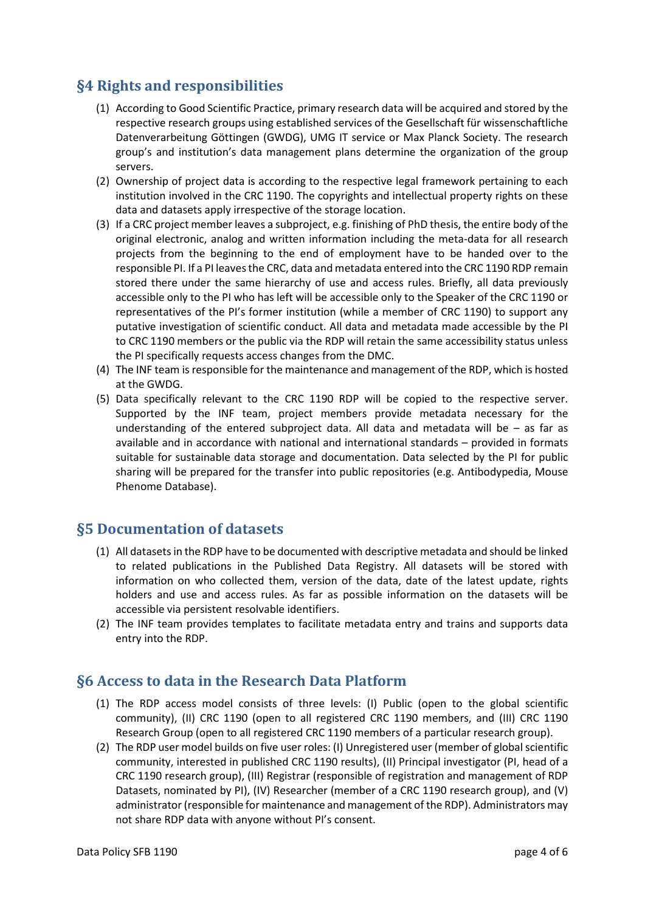## §4 Rights and responsibilities

(1) According to Good Scientific Practice, primary research data will be acquired and stored by the respective research groups using established services of the Gesellschaft für wissenschaftliche Datenverarbeitung Göttingen (GWDG), UMG IT service or Max Planck Society. The research group's and institution's data management plans determine the organization of the group servers.

(2) Ownership of project data is according to the respective legal framework pertaining to each institution involved in the CRC 1190. The copyrights and intellectual property rights on these data and datasets apply irrespective of the storage location.

(3) If a CRC project member leaves a subproject, e.g. finishing of PhD thesis, the entire body of the original electronic, analog and written information including the meta-data for all research projects from the beginning to the end of employment have to be handed over to the responsible PI. If a PI leaves the CRC, data and metadata entered into the CRC 1190 RDP remain stored there under the same hierarchy of use and access rules. Briefly, all data previously accessible only to the PI who has left will be accessible only to the Speaker of the CRC 1190 or representatives of the PI's former institution (while a member of CRC 1190) to support any putative investigation of scientific conduct. All data and metadata made accessible by the PI to CRC 1190 members or the public via the RDP will retain the same accessibility status unless the PI specifically requests access changes from the DMC.

(4) The INF team is responsible for the maintenance and management of the RDP, which is hosted at the GWDG.

(5) Data specifically relevant to the CRC 1190 RDP will be copied to the respective server. Supported by the INF team, project members provide metadata necessary for the understanding of the entered subproject data. All data and metadata will be – as far as available and in accordance with national and international standards – provided in formats suitable for sustainable data storage and documentation. Data selected by the PI for public sharing will be prepared for the transfer into public repositories (e.g. Antibodypedia, Mouse Phenome Database).

## §5 Documentation of datasets

(1) All datasets in the RDP have to be documented with descriptive metadata and should be linked to related publications in the Published Data Registry. All datasets will be stored with information on who collected them, version of the data, date of the latest update, rights holders and use and access rules. As far as possible information on the datasets will be accessible via persistent resolvable identifiers.

(2) The INF team provides templates to facilitate metadata entry and trains and supports data entry into the RDP.

## §6 Access to data in the Research Data Platform

(1) The RDP access model consists of three levels: (I) Public (open to the global scientific community), (II) CRC 1190 (open to all registered CRC 1190 members, and (III) CRC 1190 Research Group (open to all registered CRC 1190 members of a particular research group).

(2) The RDP user model builds on five user roles: (I) Unregistered user (member of global scientific community, interested in published CRC 1190 results), (II) Principal investigator (PI, head of a CRC 1190 research group), (III) Registrar (responsible of registration and management of RDP Datasets, nominated by PI), (IV) Researcher (member of a CRC 1190 research group), and (V) administrator (responsible for maintenance and management of the RDP). Administrators may not share RDP data with anyone without PI's consent.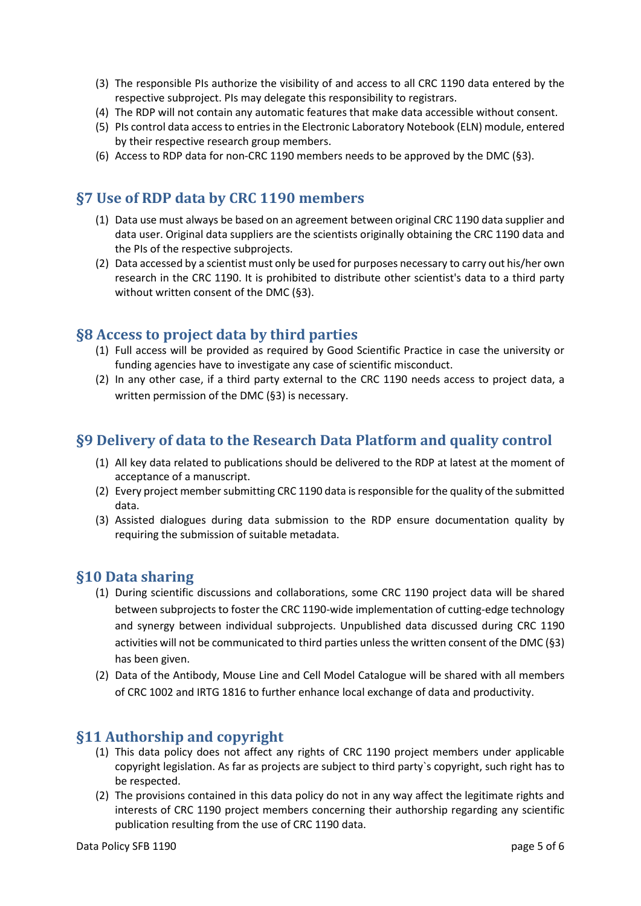(3) The responsible PIs authorize the visibility of and access to all CRC 1190 data entered by the respective subproject. PIs may delegate this responsibility to registrars.
(4) The RDP will not contain any automatic features that make data accessible without consent.
(5) PIs control data access to entries in the Electronic Laboratory Notebook (ELN) module, entered by their respective research group members.
(6) Access to RDP data for non-CRC 1190 members needs to be approved by the DMC (§3).

## §7 Use of RDP data by CRC 1190 members

(1) Data use must always be based on an agreement between original CRC 1190 data supplier and data user. Original data suppliers are the scientists originally obtaining the CRC 1190 data and the PIs of the respective subprojects.
(2) Data accessed by a scientist must only be used for purposes necessary to carry out his/her own research in the CRC 1190. It is prohibited to distribute other scientist's data to a third party without written consent of the DMC (§3).

## §8 Access to project data by third parties

(1) Full access will be provided as required by Good Scientific Practice in case the university or funding agencies have to investigate any case of scientific misconduct.
(2) In any other case, if a third party external to the CRC 1190 needs access to project data, a written permission of the DMC (§3) is necessary.

## §9 Delivery of data to the Research Data Platform and quality control

(1) All key data related to publications should be delivered to the RDP at latest at the moment of acceptance of a manuscript.
(2) Every project member submitting CRC 1190 data is responsible for the quality of the submitted data.
(3) Assisted dialogues during data submission to the RDP ensure documentation quality by requiring the submission of suitable metadata.

## §10 Data sharing

(1) During scientific discussions and collaborations, some CRC 1190 project data will be shared between subprojects to foster the CRC 1190-wide implementation of cutting-edge technology and synergy between individual subprojects. Unpublished data discussed during CRC 1190 activities will not be communicated to third parties unless the written consent of the DMC (§3) has been given.
(2) Data of the Antibody, Mouse Line and Cell Model Catalogue will be shared with all members of CRC 1002 and IRTG 1816 to further enhance local exchange of data and productivity.

## §11 Authorship and copyright

(1) This data policy does not affect any rights of CRC 1190 project members under applicable copyright legislation. As far as projects are subject to third party`s copyright, such right has to be respected.
(2) The provisions contained in this data policy do not in any way affect the legitimate rights and interests of CRC 1190 project members concerning their authorship regarding any scientific publication resulting from the use of CRC 1190 data.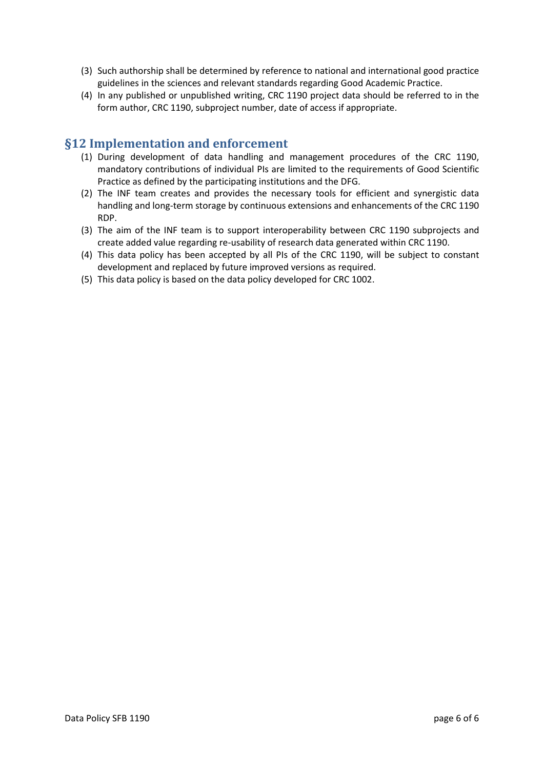(3) Such authorship shall be determined by reference to national and international good practice guidelines in the sciences and relevant standards regarding Good Academic Practice.

(4) In any published or unpublished writing, CRC 1190 project data should be referred to in the form author, CRC 1190, subproject number, date of access if appropriate.

## §12 Implementation and enforcement

(1) During development of data handling and management procedures of the CRC 1190, mandatory contributions of individual PIs are limited to the requirements of Good Scientific Practice as defined by the participating institutions and the DFG.

(2) The INF team creates and provides the necessary tools for efficient and synergistic data handling and long-term storage by continuous extensions and enhancements of the CRC 1190 RDP.

(3) The aim of the INF team is to support interoperability between CRC 1190 subprojects and create added value regarding re-usability of research data generated within CRC 1190.

(4) This data policy has been accepted by all PIs of the CRC 1190, will be subject to constant development and replaced by future improved versions as required.

(5) This data policy is based on the data policy developed for CRC 1002.